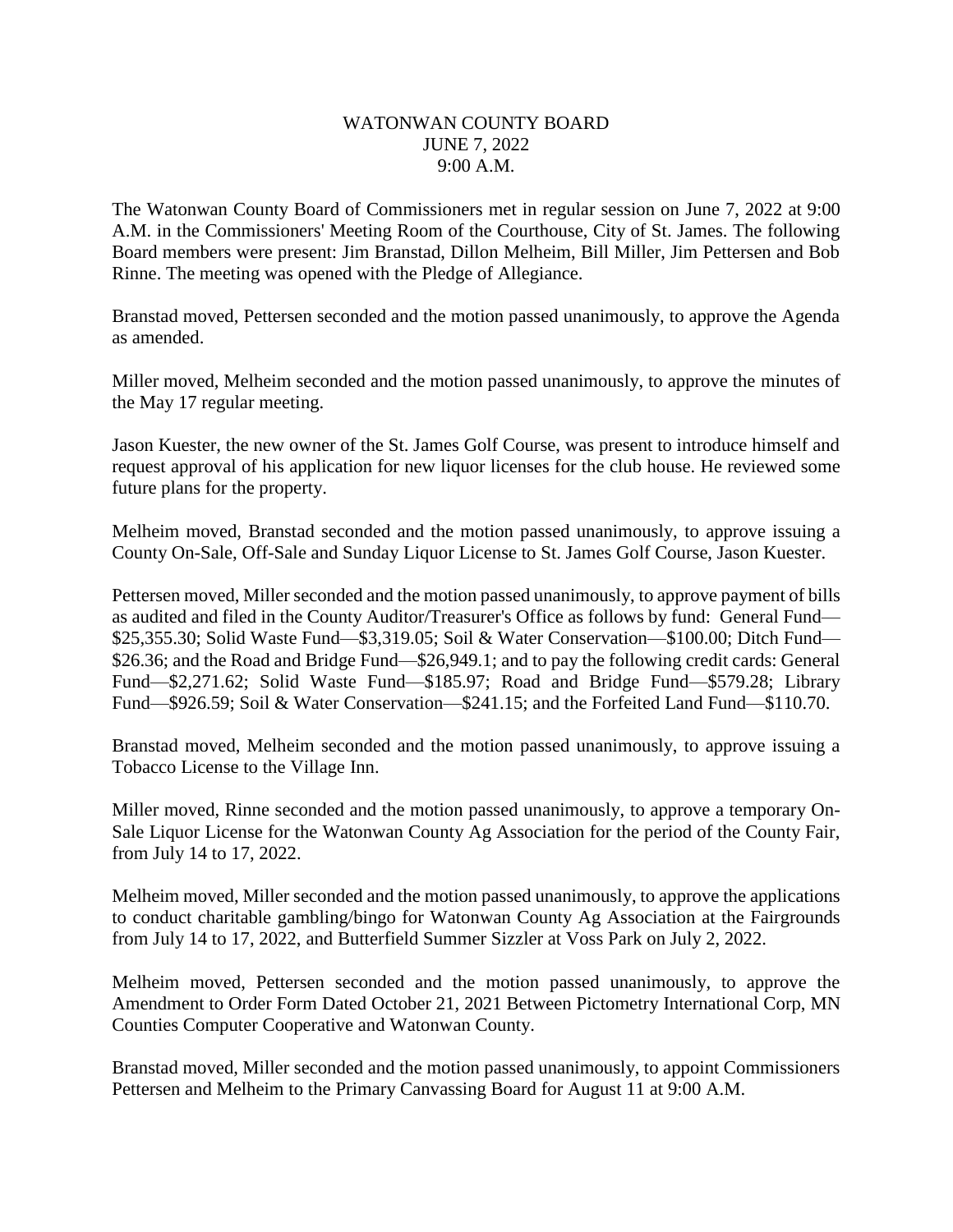# WATONWAN COUNTY BOARD
## JUNE 7, 2022
## 9:00 A.M.

The Watonwan County Board of Commissioners met in regular session on June 7, 2022 at 9:00 A.M. in the Commissioners' Meeting Room of the Courthouse, City of St. James. The following Board members were present: Jim Branstad, Dillon Melheim, Bill Miller, Jim Pettersen and Bob Rinne. The meeting was opened with the Pledge of Allegiance.

Branstad moved, Pettersen seconded and the motion passed unanimously, to approve the Agenda as amended.

Miller moved, Melheim seconded and the motion passed unanimously, to approve the minutes of the May 17 regular meeting.

Jason Kuester, the new owner of the St. James Golf Course, was present to introduce himself and request approval of his application for new liquor licenses for the club house. He reviewed some future plans for the property.

Melheim moved, Branstad seconded and the motion passed unanimously, to approve issuing a County On-Sale, Off-Sale and Sunday Liquor License to St. James Golf Course, Jason Kuester.

Pettersen moved, Miller seconded and the motion passed unanimously, to approve payment of bills as audited and filed in the County Auditor/Treasurer's Office as follows by fund: General Fund—$25,355.30; Solid Waste Fund—$3,319.05; Soil & Water Conservation—$100.00; Ditch Fund—$26.36; and the Road and Bridge Fund—$26,949.1; and to pay the following credit cards: General Fund—$2,271.62; Solid Waste Fund—$185.97; Road and Bridge Fund—$579.28; Library Fund—$926.59; Soil & Water Conservation—$241.15; and the Forfeited Land Fund—$110.70.

Branstad moved, Melheim seconded and the motion passed unanimously, to approve issuing a Tobacco License to the Village Inn.

Miller moved, Rinne seconded and the motion passed unanimously, to approve a temporary On-Sale Liquor License for the Watonwan County Ag Association for the period of the County Fair, from July 14 to 17, 2022.

Melheim moved, Miller seconded and the motion passed unanimously, to approve the applications to conduct charitable gambling/bingo for Watonwan County Ag Association at the Fairgrounds from July 14 to 17, 2022, and Butterfield Summer Sizzler at Voss Park on July 2, 2022.

Melheim moved, Pettersen seconded and the motion passed unanimously, to approve the Amendment to Order Form Dated October 21, 2021 Between Pictometry International Corp, MN Counties Computer Cooperative and Watonwan County.

Branstad moved, Miller seconded and the motion passed unanimously, to appoint Commissioners Pettersen and Melheim to the Primary Canvassing Board for August 11 at 9:00 A.M.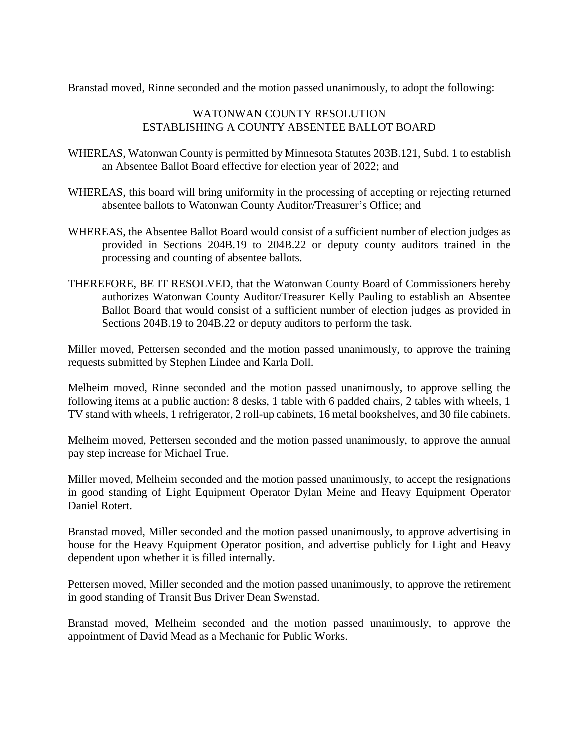Branstad moved, Rinne seconded and the motion passed unanimously, to adopt the following:

WATONWAN COUNTY RESOLUTION
ESTABLISHING A COUNTY ABSENTEE BALLOT BOARD

WHEREAS, Watonwan County is permitted by Minnesota Statutes 203B.121, Subd. 1 to establish an Absentee Ballot Board effective for election year of 2022; and

WHEREAS, this board will bring uniformity in the processing of accepting or rejecting returned absentee ballots to Watonwan County Auditor/Treasurer's Office; and

WHEREAS, the Absentee Ballot Board would consist of a sufficient number of election judges as provided in Sections 204B.19 to 204B.22 or deputy county auditors trained in the processing and counting of absentee ballots.

THEREFORE, BE IT RESOLVED, that the Watonwan County Board of Commissioners hereby authorizes Watonwan County Auditor/Treasurer Kelly Pauling to establish an Absentee Ballot Board that would consist of a sufficient number of election judges as provided in Sections 204B.19 to 204B.22 or deputy auditors to perform the task.

Miller moved, Pettersen seconded and the motion passed unanimously, to approve the training requests submitted by Stephen Lindee and Karla Doll.

Melheim moved, Rinne seconded and the motion passed unanimously, to approve selling the following items at a public auction: 8 desks, 1 table with 6 padded chairs, 2 tables with wheels, 1 TV stand with wheels, 1 refrigerator, 2 roll-up cabinets, 16 metal bookshelves, and 30 file cabinets.

Melheim moved, Pettersen seconded and the motion passed unanimously, to approve the annual pay step increase for Michael True.

Miller moved, Melheim seconded and the motion passed unanimously, to accept the resignations in good standing of Light Equipment Operator Dylan Meine and Heavy Equipment Operator Daniel Rotert.

Branstad moved, Miller seconded and the motion passed unanimously, to approve advertising in house for the Heavy Equipment Operator position, and advertise publicly for Light and Heavy dependent upon whether it is filled internally.

Pettersen moved, Miller seconded and the motion passed unanimously, to approve the retirement in good standing of Transit Bus Driver Dean Swenstad.

Branstad moved, Melheim seconded and the motion passed unanimously, to approve the appointment of David Mead as a Mechanic for Public Works.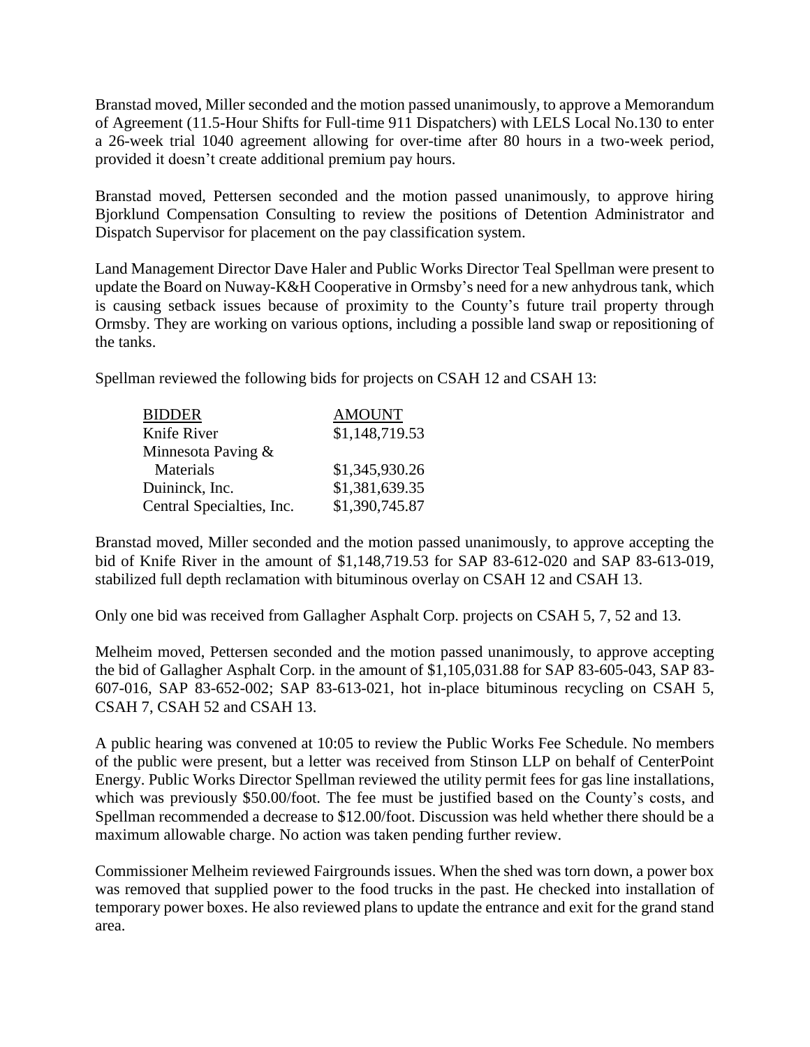Branstad moved, Miller seconded and the motion passed unanimously, to approve a Memorandum of Agreement (11.5-Hour Shifts for Full-time 911 Dispatchers) with LELS Local No.130 to enter a 26-week trial 1040 agreement allowing for over-time after 80 hours in a two-week period, provided it doesn't create additional premium pay hours.

Branstad moved, Pettersen seconded and the motion passed unanimously, to approve hiring Bjorklund Compensation Consulting to review the positions of Detention Administrator and Dispatch Supervisor for placement on the pay classification system.

Land Management Director Dave Haler and Public Works Director Teal Spellman were present to update the Board on Nuway-K&H Cooperative in Ormsby's need for a new anhydrous tank, which is causing setback issues because of proximity to the County's future trail property through Ormsby. They are working on various options, including a possible land swap or repositioning of the tanks.

Spellman reviewed the following bids for projects on CSAH 12 and CSAH 13:

| BIDDER | AMOUNT |
|---|---|
| Knife River | $1,148,719.53 |
| Minnesota Paving & Materials | $1,345,930.26 |
| Duininck, Inc. | $1,381,639.35 |
| Central Specialties, Inc. | $1,390,745.87 |

Branstad moved, Miller seconded and the motion passed unanimously, to approve accepting the bid of Knife River in the amount of $1,148,719.53 for SAP 83-612-020 and SAP 83-613-019, stabilized full depth reclamation with bituminous overlay on CSAH 12 and CSAH 13.

Only one bid was received from Gallagher Asphalt Corp. projects on CSAH 5, 7, 52 and 13.

Melheim moved, Pettersen seconded and the motion passed unanimously, to approve accepting the bid of Gallagher Asphalt Corp. in the amount of $1,105,031.88 for SAP 83-605-043, SAP 83-607-016, SAP 83-652-002; SAP 83-613-021, hot in-place bituminous recycling on CSAH 5, CSAH 7, CSAH 52 and CSAH 13.

A public hearing was convened at 10:05 to review the Public Works Fee Schedule. No members of the public were present, but a letter was received from Stinson LLP on behalf of CenterPoint Energy. Public Works Director Spellman reviewed the utility permit fees for gas line installations, which was previously $50.00/foot. The fee must be justified based on the County's costs, and Spellman recommended a decrease to $12.00/foot. Discussion was held whether there should be a maximum allowable charge. No action was taken pending further review.

Commissioner Melheim reviewed Fairgrounds issues. When the shed was torn down, a power box was removed that supplied power to the food trucks in the past. He checked into installation of temporary power boxes. He also reviewed plans to update the entrance and exit for the grand stand area.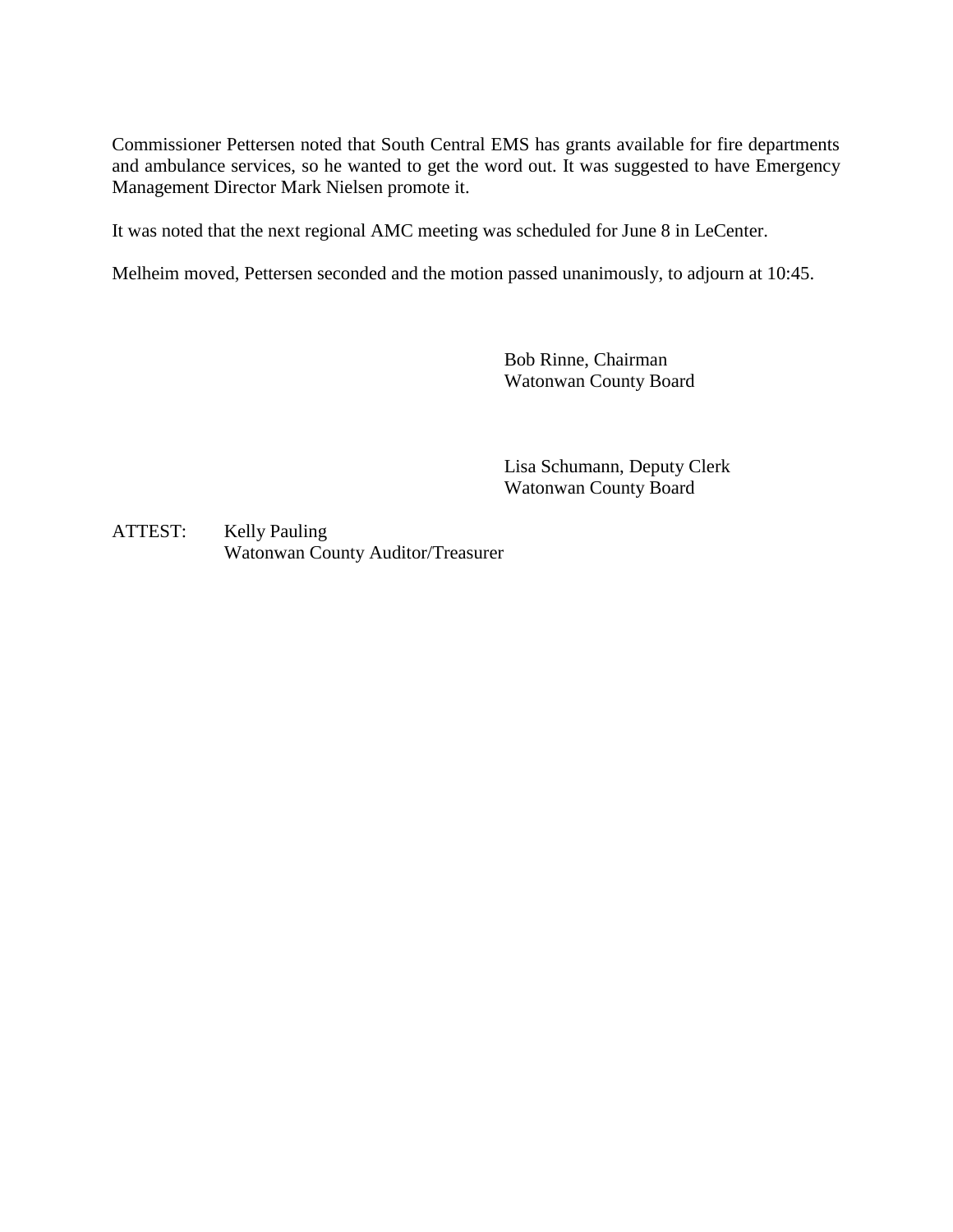Commissioner Pettersen noted that South Central EMS has grants available for fire departments and ambulance services, so he wanted to get the word out. It was suggested to have Emergency Management Director Mark Nielsen promote it.

It was noted that the next regional AMC meeting was scheduled for June 8 in LeCenter.

Melheim moved, Pettersen seconded and the motion passed unanimously, to adjourn at 10:45.

Bob Rinne, Chairman  
Watonwan County Board

Lisa Schumann, Deputy Clerk  
Watonwan County Board

ATTEST: Kelly Pauling  
Watonwan County Auditor/Treasurer